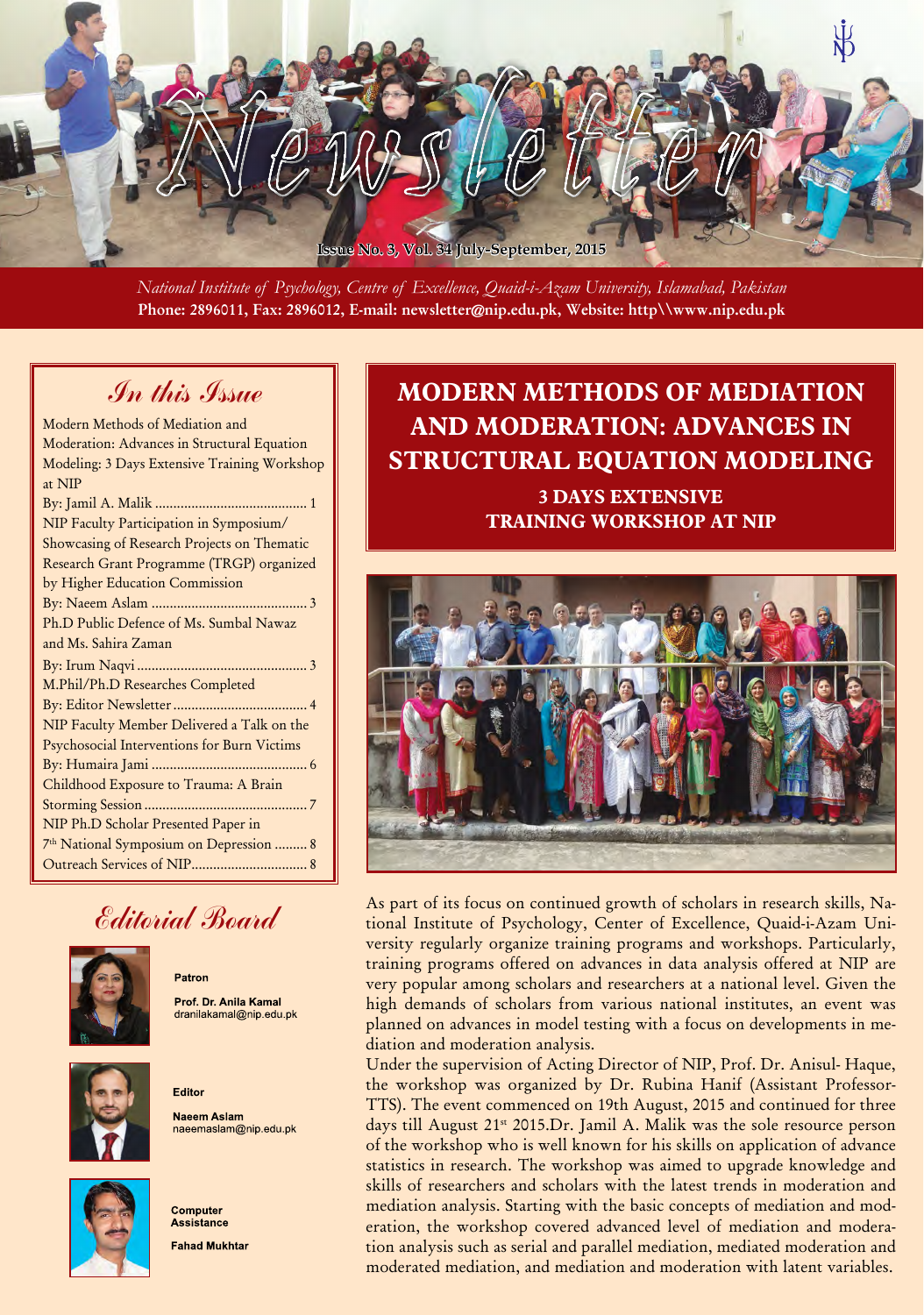# Newsletter

**Issue No. 3, Vol. 34 July-September, 2015**

*National Institute of Psychology, Centre of Excellence, Quaid-i-Azam University, Islamabad, Pakistan*
**Phone: 2896011, Fax: 2896012, E-mail: newsletter@nip.edu.pk, Website: http\\www.nip.edu.pk**

## In this Issue

- Modern Methods of Mediation and Moderation: Advances in Structural Equation Modeling: 3 Days Extensive Training Workshop at NIP By: Jamil A. Malik ... 1
- NIP Faculty Participation in Symposium/ Showcasing of Research Projects on Thematic Research Grant Programme (TRGP) organized by Higher Education Commission By: Naeem Aslam ... 3
- Ph.D Public Defence of Ms. Sumbal Nawaz and Ms. Sahira Zaman By: Irum Naqvi ... 3
- M.Phil/Ph.D Researches Completed By: Editor Newsletter ... 4
- NIP Faculty Member Delivered a Talk on the Psychosocial Interventions for Burn Victims By: Humaira Jami ... 6
- Childhood Exposure to Trauma: A Brain Storming Session ... 7
- NIP Ph.D Scholar Presented Paper in 7th National Symposium on Depression ... 8
- Outreach Services of NIP ... 8

## Editorial Board

**Patron**
**Prof. Dr. Anila Kamal**
dranilakamal@nip.edu.pk

**Editor**
**Naeem Aslam**
naeemaslam@nip.edu.pk

**Computer Assistance**
**Fahad Mukhtar**

# MODERN METHODS OF MEDIATION AND MODERATION: ADVANCES IN STRUCTURAL EQUATION MODELING

## 3 DAYS EXTENSIVE TRAINING WORKSHOP AT NIP

As part of its focus on continued growth of scholars in research skills, National Institute of Psychology, Center of Excellence, Quaid-i-Azam University regularly organize training programs and workshops. Particularly, training programs offered on advances in data analysis offered at NIP are very popular among scholars and researchers at a national level. Given the high demands of scholars from various national institutes, an event was planned on advances in model testing with a focus on developments in mediation and moderation analysis.

Under the supervision of Acting Director of NIP, Prof. Dr. Anisul- Haque, the workshop was organized by Dr. Rubina Hanif (Assistant Professor-TTS). The event commenced on 19th August, 2015 and continued for three days till August 21st 2015.Dr. Jamil A. Malik was the sole resource person of the workshop who is well known for his skills on application of advance statistics in research. The workshop was aimed to upgrade knowledge and skills of researchers and scholars with the latest trends in moderation and mediation analysis. Starting with the basic concepts of mediation and moderation, the workshop covered advanced level of mediation and moderation analysis such as serial and parallel mediation, mediated moderation and moderated mediation, and mediation and moderation with latent variables.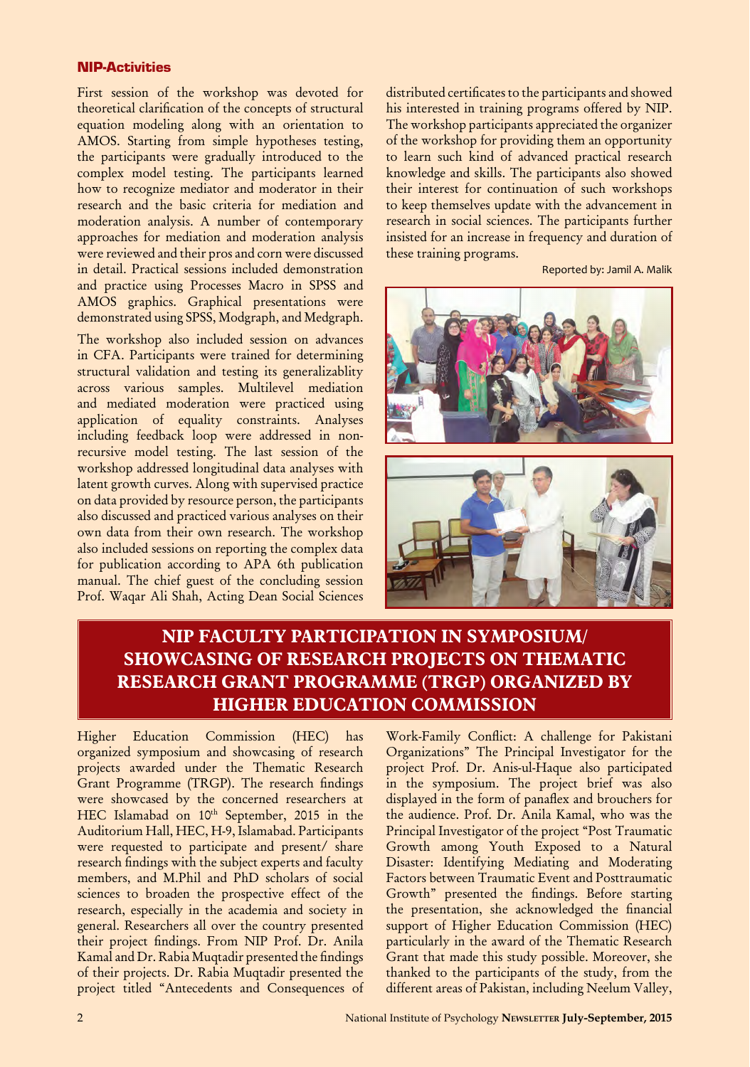**NIP-Activities**

First session of the workshop was devoted for theoretical clarification of the concepts of structural equation modeling along with an orientation to AMOS. Starting from simple hypotheses testing, the participants were gradually introduced to the complex model testing. The participants learned how to recognize mediator and moderator in their research and the basic criteria for mediation and moderation analysis. A number of contemporary approaches for mediation and moderation analysis were reviewed and their pros and corn were discussed in detail. Practical sessions included demonstration and practice using Processes Macro in SPSS and AMOS graphics. Graphical presentations were demonstrated using SPSS, Modgraph, and Medgraph.

The workshop also included session on advances in CFA. Participants were trained for determining structural validation and testing its generalizablity across various samples. Multilevel mediation and mediated moderation were practiced using application of equality constraints. Analyses including feedback loop were addressed in non-recursive model testing. The last session of the workshop addressed longitudinal data analyses with latent growth curves. Along with supervised practice on data provided by resource person, the participants also discussed and practiced various analyses on their own data from their own research. The workshop also included sessions on reporting the complex data for publication according to APA 6th publication manual. The chief guest of the concluding session Prof. Waqar Ali Shah, Acting Dean Social Sciences distributed certificates to the participants and showed his interested in training programs offered by NIP. The workshop participants appreciated the organizer of the workshop for providing them an opportunity to learn such kind of advanced practical research knowledge and skills. The participants also showed their interest for continuation of such workshops to keep themselves update with the advancement in research in social sciences. The participants further insisted for an increase in frequency and duration of these training programs.

Reported by: Jamil A. Malik

## NIP FACULTY PARTICIPATION IN SYMPOSIUM/ SHOWCASING OF RESEARCH PROJECTS ON THEMATIC RESEARCH GRANT PROGRAMME (TRGP) ORGANIZED BY HIGHER EDUCATION COMMISSION

Higher Education Commission (HEC) has organized symposium and showcasing of research projects awarded under the Thematic Research Grant Programme (TRGP). The research findings were showcased by the concerned researchers at HEC Islamabad on 10th September, 2015 in the Auditorium Hall, HEC, H-9, Islamabad. Participants were requested to participate and present/ share research findings with the subject experts and faculty members, and M.Phil and PhD scholars of social sciences to broaden the prospective effect of the research, especially in the academia and society in general. Researchers all over the country presented their project findings. From NIP Prof. Dr. Anila Kamal and Dr. Rabia Muqtadir presented the findings of their projects. Dr. Rabia Muqtadir presented the project titled "Antecedents and Consequences of Work-Family Conflict: A challenge for Pakistani Organizations" The Principal Investigator for the project Prof. Dr. Anis-ul-Haque also participated in the symposium. The project brief was also displayed in the form of panaflex and brouchers for the audience. Prof. Dr. Anila Kamal, who was the Principal Investigator of the project "Post Traumatic Growth among Youth Exposed to a Natural Disaster: Identifying Mediating and Moderating Factors between Traumatic Event and Posttraumatic Growth" presented the findings. Before starting the presentation, she acknowledged the financial support of Higher Education Commission (HEC) particularly in the award of the Thematic Research Grant that made this study possible. Moreover, she thanked to the participants of the study, from the different areas of Pakistan, including Neelum Valley,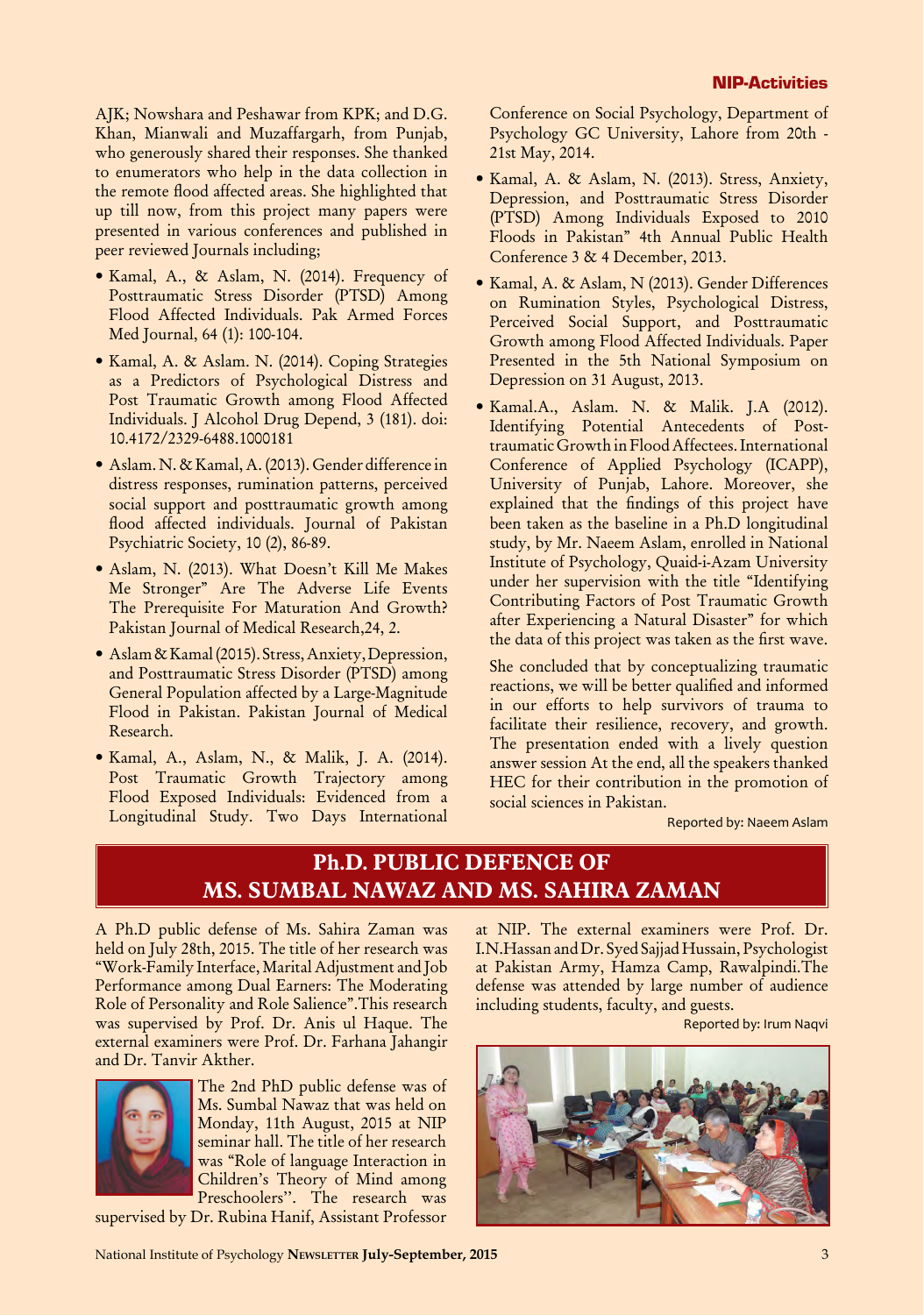AJK; Nowshara and Peshawar from KPK; and D.G. Khan, Mianwali and Muzaffargarh, from Punjab, who generously shared their responses. She thanked to enumerators who help in the data collection in the remote flood affected areas. She highlighted that up till now, from this project many papers were presented in various conferences and published in peer reviewed Journals including;

- Kamal, A., & Aslam, N. (2014). Frequency of Posttraumatic Stress Disorder (PTSD) Among Flood Affected Individuals. Pak Armed Forces Med Journal, 64 (1): 100-104.
- Kamal, A. & Aslam. N. (2014). Coping Strategies as a Predictors of Psychological Distress and Post Traumatic Growth among Flood Affected Individuals. J Alcohol Drug Depend, 3 (181). doi: 10.4172/2329-6488.1000181
- Aslam. N. & Kamal, A. (2013). Gender difference in distress responses, rumination patterns, perceived social support and posttraumatic growth among flood affected individuals. Journal of Pakistan Psychiatric Society, 10 (2), 86-89.
- Aslam, N. (2013). What Doesn't Kill Me Makes Me Stronger" Are The Adverse Life Events The Prerequisite For Maturation And Growth? Pakistan Journal of Medical Research,24, 2.
- Aslam & Kamal (2015). Stress, Anxiety, Depression, and Posttraumatic Stress Disorder (PTSD) among General Population affected by a Large-Magnitude Flood in Pakistan. Pakistan Journal of Medical Research.
- Kamal, A., Aslam, N., & Malik, J. A. (2014). Post Traumatic Growth Trajectory among Flood Exposed Individuals: Evidenced from a Longitudinal Study. Two Days International Conference on Social Psychology, Department of Psychology GC University, Lahore from 20th - 21st May, 2014.
- Kamal, A. & Aslam, N. (2013). Stress, Anxiety, Depression, and Posttraumatic Stress Disorder (PTSD) Among Individuals Exposed to 2010 Floods in Pakistan" 4th Annual Public Health Conference 3 & 4 December, 2013.
- Kamal, A. & Aslam, N (2013). Gender Differences on Rumination Styles, Psychological Distress, Perceived Social Support, and Posttraumatic Growth among Flood Affected Individuals. Paper Presented in the 5th National Symposium on Depression on 31 August, 2013.
- Kamal.A., Aslam. N. & Malik. J.A (2012). Identifying Potential Antecedents of Post-traumatic Growth in Flood Affectees. International Conference of Applied Psychology (ICAPP), University of Punjab, Lahore. Moreover, she explained that the findings of this project have been taken as the baseline in a Ph.D longitudinal study, by Mr. Naeem Aslam, enrolled in National Institute of Psychology, Quaid-i-Azam University under her supervision with the title "Identifying Contributing Factors of Post Traumatic Growth after Experiencing a Natural Disaster" for which the data of this project was taken as the first wave.

She concluded that by conceptualizing traumatic reactions, we will be better qualified and informed in our efforts to help survivors of trauma to facilitate their resilience, recovery, and growth. The presentation ended with a lively question answer session At the end, all the speakers thanked HEC for their contribution in the promotion of social sciences in Pakistan.

Reported by: Naeem Aslam

## Ph.D. PUBLIC DEFENCE OF MS. SUMBAL NAWAZ AND MS. SAHIRA ZAMAN

A Ph.D public defense of Ms. Sahira Zaman was held on July 28th, 2015. The title of her research was "Work-Family Interface, Marital Adjustment and Job Performance among Dual Earners: The Moderating Role of Personality and Role Salience".This research was supervised by Prof. Dr. Anis ul Haque. The external examiners were Prof. Dr. Farhana Jahangir and Dr. Tanvir Akther.

The 2nd PhD public defense was of Ms. Sumbal Nawaz that was held on Monday, 11th August, 2015 at NIP seminar hall. The title of her research was "Role of language Interaction in Children's Theory of Mind among Preschoolers''. The research was supervised by Dr. Rubina Hanif, Assistant Professor at NIP. The external examiners were Prof. Dr. I.N.Hassan and Dr. Syed Sajjad Hussain, Psychologist at Pakistan Army, Hamza Camp, Rawalpindi.The defense was attended by large number of audience including students, faculty, and guests.

Reported by: Irum Naqvi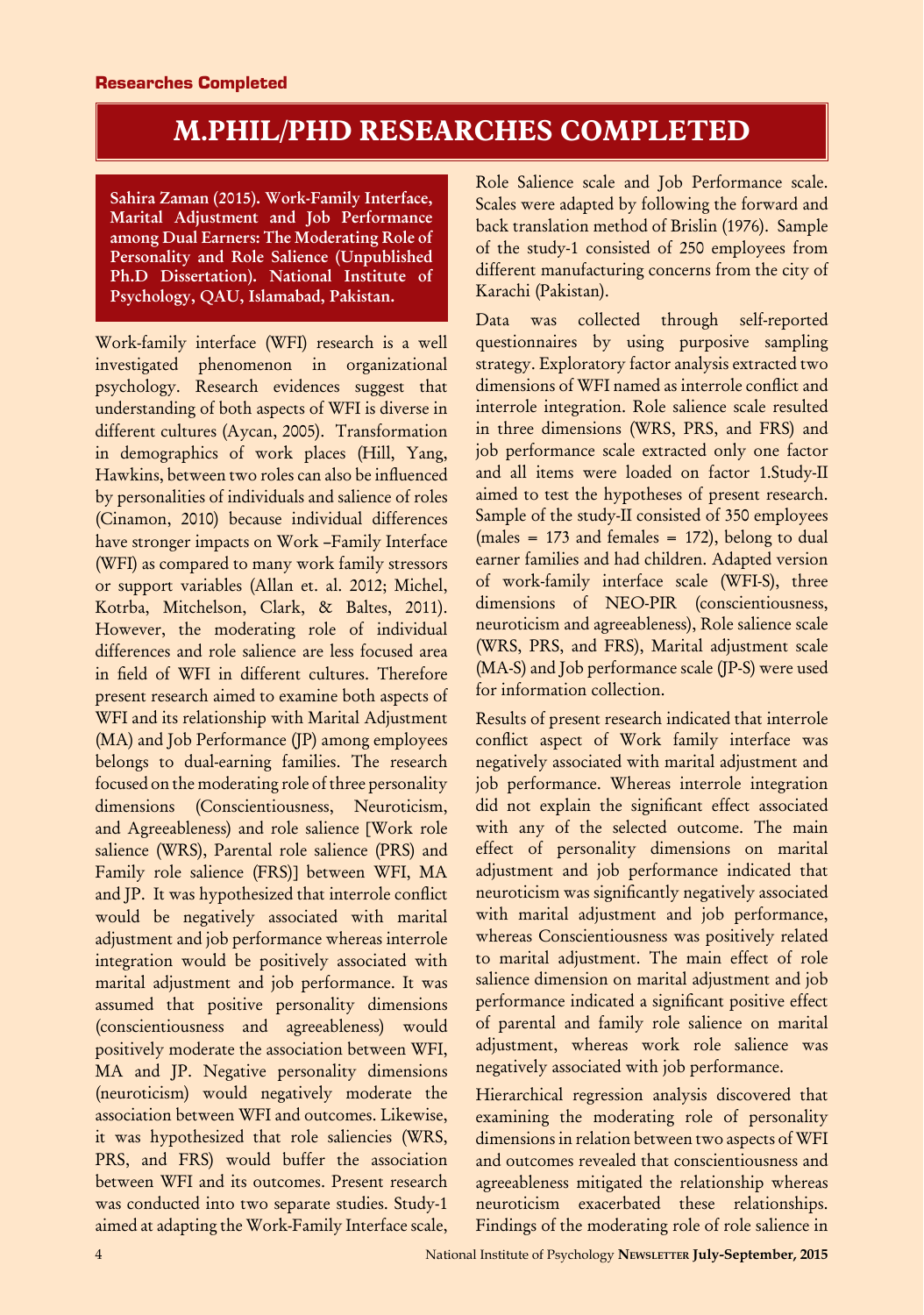## M.PHIL/PHD RESEARCHES COMPLETED

**Sahira Zaman (2015). Work-Family Interface, Marital Adjustment and Job Performance among Dual Earners: The Moderating Role of Personality and Role Salience (Unpublished Ph.D Dissertation). National Institute of Psychology, QAU, Islamabad, Pakistan.**

Work-family interface (WFI) research is a well investigated phenomenon in organizational psychology. Research evidences suggest that understanding of both aspects of WFI is diverse in different cultures (Aycan, 2005). Transformation in demographics of work places (Hill, Yang, Hawkins, between two roles can also be influenced by personalities of individuals and salience of roles (Cinamon, 2010) because individual differences have stronger impacts on Work –Family Interface (WFI) as compared to many work family stressors or support variables (Allan et. al. 2012; Michel, Kotrba, Mitchelson, Clark, & Baltes, 2011). However, the moderating role of individual differences and role salience are less focused area in field of WFI in different cultures. Therefore present research aimed to examine both aspects of WFI and its relationship with Marital Adjustment (MA) and Job Performance (JP) among employees belongs to dual-earning families. The research focused on the moderating role of three personality dimensions (Conscientiousness, Neuroticism, and Agreeableness) and role salience [Work role salience (WRS), Parental role salience (PRS) and Family role salience (FRS)] between WFI, MA and JP. It was hypothesized that interrole conflict would be negatively associated with marital adjustment and job performance whereas interrole integration would be positively associated with marital adjustment and job performance. It was assumed that positive personality dimensions (conscientiousness and agreeableness) would positively moderate the association between WFI, MA and JP. Negative personality dimensions (neuroticism) would negatively moderate the association between WFI and outcomes. Likewise, it was hypothesized that role saliencies (WRS, PRS, and FRS) would buffer the association between WFI and its outcomes. Present research was conducted into two separate studies. Study-1 aimed at adapting the Work-Family Interface scale, Role Salience scale and Job Performance scale. Scales were adapted by following the forward and back translation method of Brislin (1976). Sample of the study-1 consisted of 250 employees from different manufacturing concerns from the city of Karachi (Pakistan).

Data was collected through self-reported questionnaires by using purposive sampling strategy. Exploratory factor analysis extracted two dimensions of WFI named as interrole conflict and interrole integration. Role salience scale resulted in three dimensions (WRS, PRS, and FRS) and job performance scale extracted only one factor and all items were loaded on factor 1.Study-II aimed to test the hypotheses of present research. Sample of the study-II consisted of 350 employees (males = 173 and females = 172), belong to dual earner families and had children. Adapted version of work-family interface scale (WFI-S), three dimensions of NEO-PIR (conscientiousness, neuroticism and agreeableness), Role salience scale (WRS, PRS, and FRS), Marital adjustment scale (MA-S) and Job performance scale (JP-S) were used for information collection.

Results of present research indicated that interrole conflict aspect of Work family interface was negatively associated with marital adjustment and job performance. Whereas interrole integration did not explain the significant effect associated with any of the selected outcome. The main effect of personality dimensions on marital adjustment and job performance indicated that neuroticism was significantly negatively associated with marital adjustment and job performance, whereas Conscientiousness was positively related to marital adjustment. The main effect of role salience dimension on marital adjustment and job performance indicated a significant positive effect of parental and family role salience on marital adjustment, whereas work role salience was negatively associated with job performance.

Hierarchical regression analysis discovered that examining the moderating role of personality dimensions in relation between two aspects of WFI and outcomes revealed that conscientiousness and agreeableness mitigated the relationship whereas neuroticism exacerbated these relationships. Findings of the moderating role of role salience in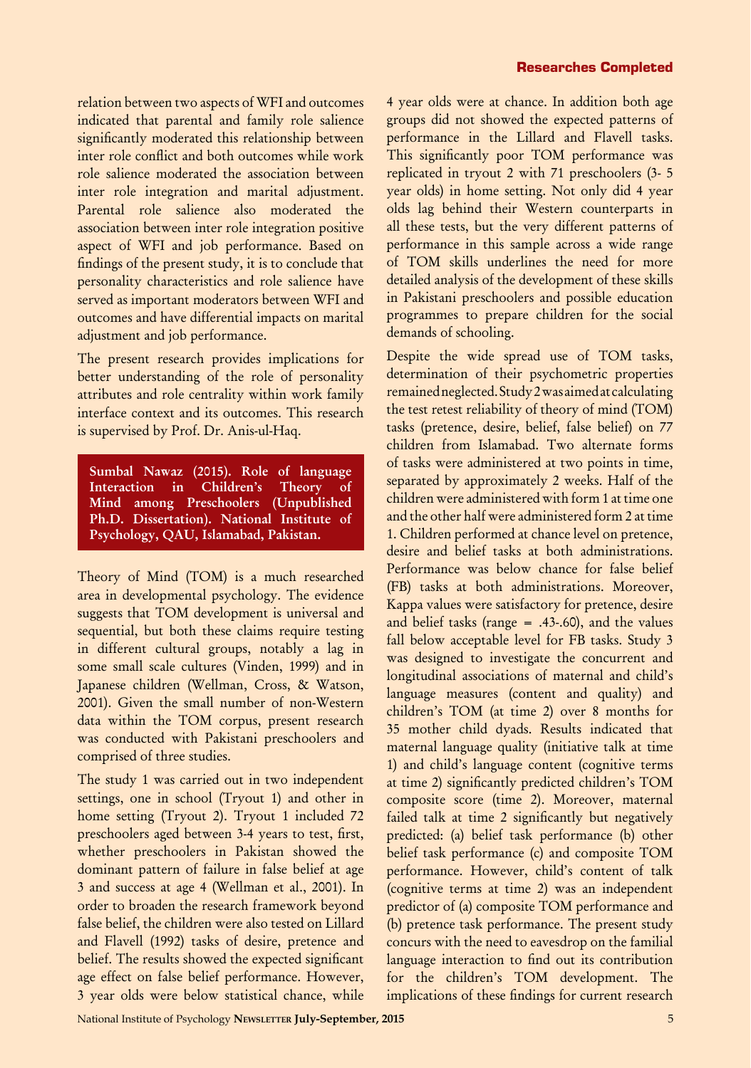relation between two aspects of WFI and outcomes indicated that parental and family role salience significantly moderated this relationship between inter role conflict and both outcomes while work role salience moderated the association between inter role integration and marital adjustment. Parental role salience also moderated the association between inter role integration positive aspect of WFI and job performance. Based on findings of the present study, it is to conclude that personality characteristics and role salience have served as important moderators between WFI and outcomes and have differential impacts on marital adjustment and job performance.

The present research provides implications for better understanding of the role of personality attributes and role centrality within work family interface context and its outcomes. This research is supervised by Prof. Dr. Anis-ul-Haq.

**Sumbal Nawaz (2015). Role of language Interaction in Children's Theory of Mind among Preschoolers (Unpublished Ph.D. Dissertation). National Institute of Psychology, QAU, Islamabad, Pakistan.**

Theory of Mind (TOM) is a much researched area in developmental psychology. The evidence suggests that TOM development is universal and sequential, but both these claims require testing in different cultural groups, notably a lag in some small scale cultures (Vinden, 1999) and in Japanese children (Wellman, Cross, & Watson, 2001). Given the small number of non-Western data within the TOM corpus, present research was conducted with Pakistani preschoolers and comprised of three studies.

The study 1 was carried out in two independent settings, one in school (Tryout 1) and other in home setting (Tryout 2). Tryout 1 included 72 preschoolers aged between 3-4 years to test, first, whether preschoolers in Pakistan showed the dominant pattern of failure in false belief at age 3 and success at age 4 (Wellman et al., 2001). In order to broaden the research framework beyond false belief, the children were also tested on Lillard and Flavell (1992) tasks of desire, pretence and belief. The results showed the expected significant age effect on false belief performance. However, 3 year olds were below statistical chance, while 4 year olds were at chance. In addition both age groups did not showed the expected patterns of performance in the Lillard and Flavell tasks. This significantly poor TOM performance was replicated in tryout 2 with 71 preschoolers (3- 5 year olds) in home setting. Not only did 4 year olds lag behind their Western counterparts in all these tests, but the very different patterns of performance in this sample across a wide range of TOM skills underlines the need for more detailed analysis of the development of these skills in Pakistani preschoolers and possible education programmes to prepare children for the social demands of schooling.

Despite the wide spread use of TOM tasks, determination of their psychometric properties remained neglected. Study 2 was aimed at calculating the test retest reliability of theory of mind (TOM) tasks (pretence, desire, belief, false belief) on 77 children from Islamabad. Two alternate forms of tasks were administered at two points in time, separated by approximately 2 weeks. Half of the children were administered with form 1 at time one and the other half were administered form 2 at time 1. Children performed at chance level on pretence, desire and belief tasks at both administrations. Performance was below chance for false belief (FB) tasks at both administrations. Moreover, Kappa values were satisfactory for pretence, desire and belief tasks (range = .43-.60), and the values fall below acceptable level for FB tasks. Study 3 was designed to investigate the concurrent and longitudinal associations of maternal and child's language measures (content and quality) and children's TOM (at time 2) over 8 months for 35 mother child dyads. Results indicated that maternal language quality (initiative talk at time 1) and child's language content (cognitive terms at time 2) significantly predicted children's TOM composite score (time 2). Moreover, maternal failed talk at time 2 significantly but negatively predicted: (a) belief task performance (b) other belief task performance (c) and composite TOM performance. However, child's content of talk (cognitive terms at time 2) was an independent predictor of (a) composite TOM performance and (b) pretence task performance. The present study concurs with the need to eavesdrop on the familial language interaction to find out its contribution for the children's TOM development. The implications of these findings for current research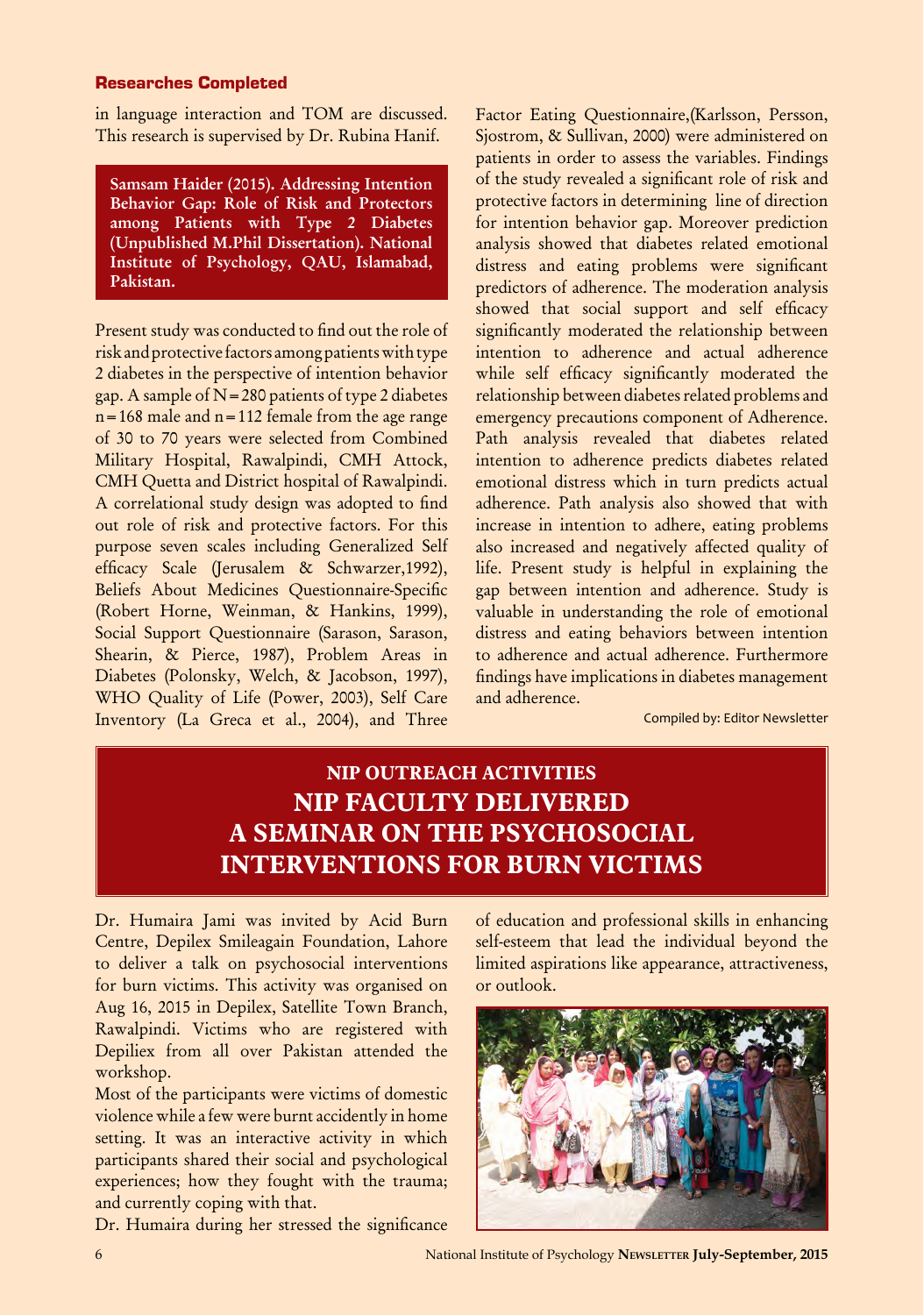## Researches Completed

in language interaction and TOM are discussed. This research is supervised by Dr. Rubina Hanif.

**Samsam Haider (2015). Addressing Intention Behavior Gap: Role of Risk and Protectors among Patients with Type 2 Diabetes (Unpublished M.Phil Dissertation). National Institute of Psychology, QAU, Islamabad, Pakistan.**

Present study was conducted to find out the role of risk and protective factors among patients with type 2 diabetes in the perspective of intention behavior gap. A sample of N = 280 patients of type 2 diabetes n = 168 male and n = 112 female from the age range of 30 to 70 years were selected from Combined Military Hospital, Rawalpindi, CMH Attock, CMH Quetta and District hospital of Rawalpindi. A correlational study design was adopted to find out role of risk and protective factors. For this purpose seven scales including Generalized Self efficacy Scale (Jerusalem & Schwarzer,1992), Beliefs About Medicines Questionnaire-Specific (Robert Horne, Weinman, & Hankins, 1999), Social Support Questionnaire (Sarason, Sarason, Shearin, & Pierce, 1987), Problem Areas in Diabetes (Polonsky, Welch, & Jacobson, 1997), WHO Quality of Life (Power, 2003), Self Care Inventory (La Greca et al., 2004), and Three Factor Eating Questionnaire,(Karlsson, Persson, Sjostrom, & Sullivan, 2000) were administered on patients in order to assess the variables. Findings of the study revealed a significant role of risk and protective factors in determining line of direction for intention behavior gap. Moreover prediction analysis showed that diabetes related emotional distress and eating problems were significant predictors of adherence. The moderation analysis showed that social support and self efficacy significantly moderated the relationship between intention to adherence and actual adherence while self efficacy significantly moderated the relationship between diabetes related problems and emergency precautions component of Adherence. Path analysis revealed that diabetes related intention to adherence predicts diabetes related emotional distress which in turn predicts actual adherence. Path analysis also showed that with increase in intention to adhere, eating problems also increased and negatively affected quality of life. Present study is helpful in explaining the gap between intention and adherence. Study is valuable in understanding the role of emotional distress and eating behaviors between intention to adherence and actual adherence. Furthermore findings have implications in diabetes management and adherence.

Compiled by: Editor Newsletter

## NIP OUTREACH ACTIVITIES
# NIP FACULTY DELIVERED A SEMINAR ON THE PSYCHOSOCIAL INTERVENTIONS FOR BURN VICTIMS

Dr. Humaira Jami was invited by Acid Burn Centre, Depilex Smileagain Foundation, Lahore to deliver a talk on psychosocial interventions for burn victims. This activity was organised on Aug 16, 2015 in Depilex, Satellite Town Branch, Rawalpindi. Victims who are registered with Depiliex from all over Pakistan attended the workshop.

Most of the participants were victims of domestic violence while a few were burnt accidently in home setting. It was an interactive activity in which participants shared their social and psychological experiences; how they fought with the trauma; and currently coping with that.

Dr. Humaira during her stressed the significance of education and professional skills in enhancing self-esteem that lead the individual beyond the limited aspirations like appearance, attractiveness, or outlook.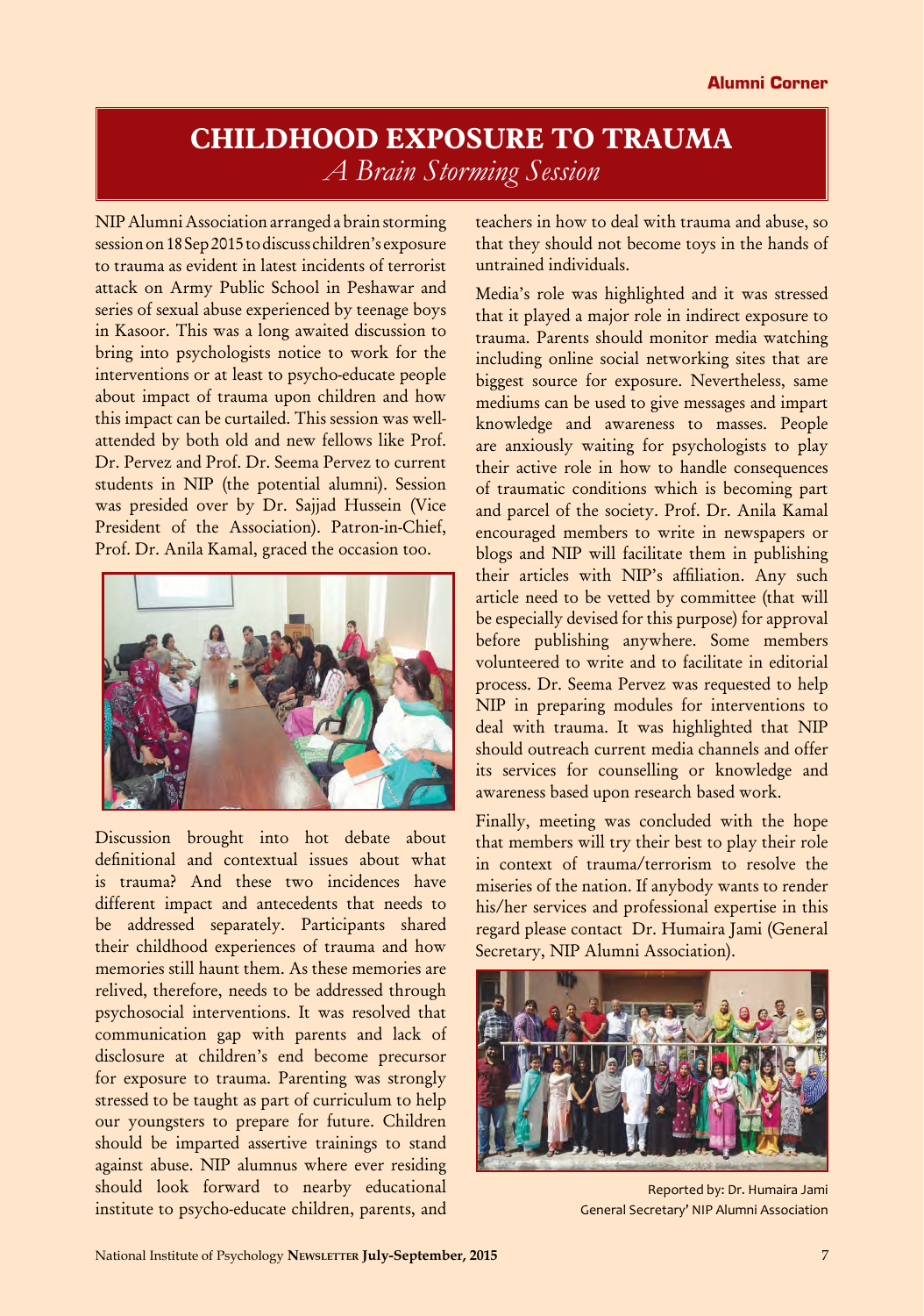Alumni Corner

# CHILDHOOD EXPOSURE TO TRAUMA

## *A Brain Storming Session*

NIP Alumni Association arranged a brain storming session on 18 Sep 2015 to discuss children's exposure to trauma as evident in latest incidents of terrorist attack on Army Public School in Peshawar and series of sexual abuse experienced by teenage boys in Kasoor. This was a long awaited discussion to bring into psychologists notice to work for the interventions or at least to psycho-educate people about impact of trauma upon children and how this impact can be curtailed. This session was well-attended by both old and new fellows like Prof. Dr. Pervez and Prof. Dr. Seema Pervez to current students in NIP (the potential alumni). Session was presided over by Dr. Sajjad Hussein (Vice President of the Association). Patron-in-Chief, Prof. Dr. Anila Kamal, graced the occasion too.

Discussion brought into hot debate about definitional and contextual issues about what is trauma? And these two incidences have different impact and antecedents that needs to be addressed separately. Participants shared their childhood experiences of trauma and how memories still haunt them. As these memories are relived, therefore, needs to be addressed through psychosocial interventions. It was resolved that communication gap with parents and lack of disclosure at children's end become precursor for exposure to trauma. Parenting was strongly stressed to be taught as part of curriculum to help our youngsters to prepare for future. Children should be imparted assertive trainings to stand against abuse. NIP alumnus where ever residing should look forward to nearby educational institute to psycho-educate children, parents, and teachers in how to deal with trauma and abuse, so that they should not become toys in the hands of untrained individuals.

Media's role was highlighted and it was stressed that it played a major role in indirect exposure to trauma. Parents should monitor media watching including online social networking sites that are biggest source for exposure. Nevertheless, same mediums can be used to give messages and impart knowledge and awareness to masses. People are anxiously waiting for psychologists to play their active role in how to handle consequences of traumatic conditions which is becoming part and parcel of the society. Prof. Dr. Anila Kamal encouraged members to write in newspapers or blogs and NIP will facilitate them in publishing their articles with NIP's affiliation. Any such article need to be vetted by committee (that will be especially devised for this purpose) for approval before publishing anywhere. Some members volunteered to write and to facilitate in editorial process. Dr. Seema Pervez was requested to help NIP in preparing modules for interventions to deal with trauma. It was highlighted that NIP should outreach current media channels and offer its services for counselling or knowledge and awareness based upon research based work.

Finally, meeting was concluded with the hope that members will try their best to play their role in context of trauma/terrorism to resolve the miseries of the nation. If anybody wants to render his/her services and professional expertise in this regard please contact Dr. Humaira Jami (General Secretary, NIP Alumni Association).

Reported by: Dr. Humaira Jami
General Secretary' NIP Alumni Association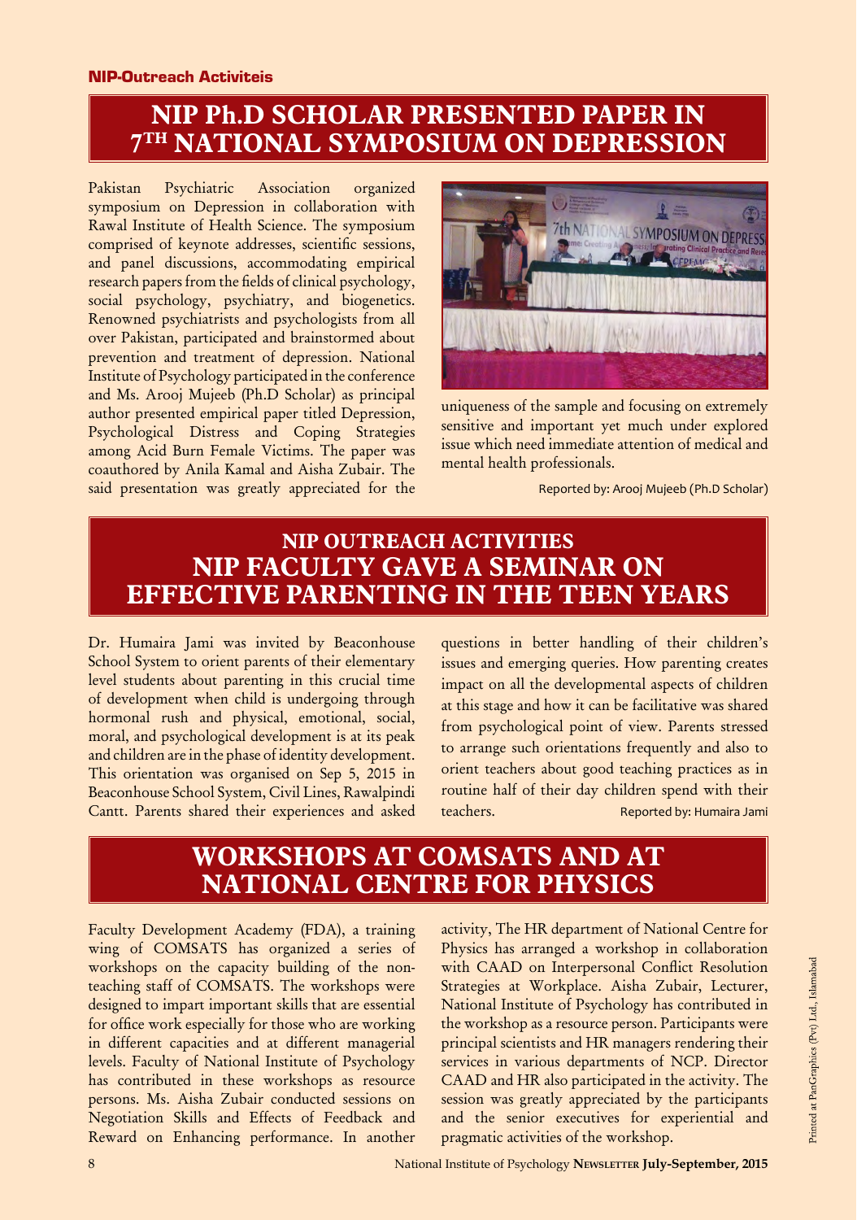**NIP-Outreach Activiteis**

# NIP Ph.D SCHOLAR PRESENTED PAPER IN 7TH NATIONAL SYMPOSIUM ON DEPRESSION

Pakistan Psychiatric Association organized symposium on Depression in collaboration with Rawal Institute of Health Science. The symposium comprised of keynote addresses, scientific sessions, and panel discussions, accommodating empirical research papers from the fields of clinical psychology, social psychology, psychiatry, and biogenetics. Renowned psychiatrists and psychologists from all over Pakistan, participated and brainstormed about prevention and treatment of depression. National Institute of Psychology participated in the conference and Ms. Arooj Mujeeb (Ph.D Scholar) as principal author presented empirical paper titled Depression, Psychological Distress and Coping Strategies among Acid Burn Female Victims. The paper was coauthored by Anila Kamal and Aisha Zubair. The said presentation was greatly appreciated for the uniqueness of the sample and focusing on extremely sensitive and important yet much under explored issue which need immediate attention of medical and mental health professionals.

Reported by: Arooj Mujeeb (Ph.D Scholar)

# NIP OUTREACH ACTIVITIES
# NIP FACULTY GAVE A SEMINAR ON EFFECTIVE PARENTING IN THE TEEN YEARS

Dr. Humaira Jami was invited by Beaconhouse School System to orient parents of their elementary level students about parenting in this crucial time of development when child is undergoing through hormonal rush and physical, emotional, social, moral, and psychological development is at its peak and children are in the phase of identity development. This orientation was organised on Sep 5, 2015 in Beaconhouse School System, Civil Lines, Rawalpindi Cantt. Parents shared their experiences and asked questions in better handling of their children's issues and emerging queries. How parenting creates impact on all the developmental aspects of children at this stage and how it can be facilitative was shared from psychological point of view. Parents stressed to arrange such orientations frequently and also to orient teachers about good teaching practices as in routine half of their day children spend with their teachers.

Reported by: Humaira Jami

# WORKSHOPS AT COMSATS AND AT NATIONAL CENTRE FOR PHYSICS

Faculty Development Academy (FDA), a training wing of COMSATS has organized a series of workshops on the capacity building of the non-teaching staff of COMSATS. The workshops were designed to impart important skills that are essential for office work especially for those who are working in different capacities and at different managerial levels. Faculty of National Institute of Psychology has contributed in these workshops as resource persons. Ms. Aisha Zubair conducted sessions on Negotiation Skills and Effects of Feedback and Reward on Enhancing performance. In another activity, The HR department of National Centre for Physics has arranged a workshop in collaboration with CAAD on Interpersonal Conflict Resolution Strategies at Workplace. Aisha Zubair, Lecturer, National Institute of Psychology has contributed in the workshop as a resource person. Participants were principal scientists and HR managers rendering their services in various departments of NCP. Director CAAD and HR also participated in the activity. The session was greatly appreciated by the participants and the senior executives for experiential and pragmatic activities of the workshop.

Printed at PanGraphics (Pvt) Ltd., Islamabad